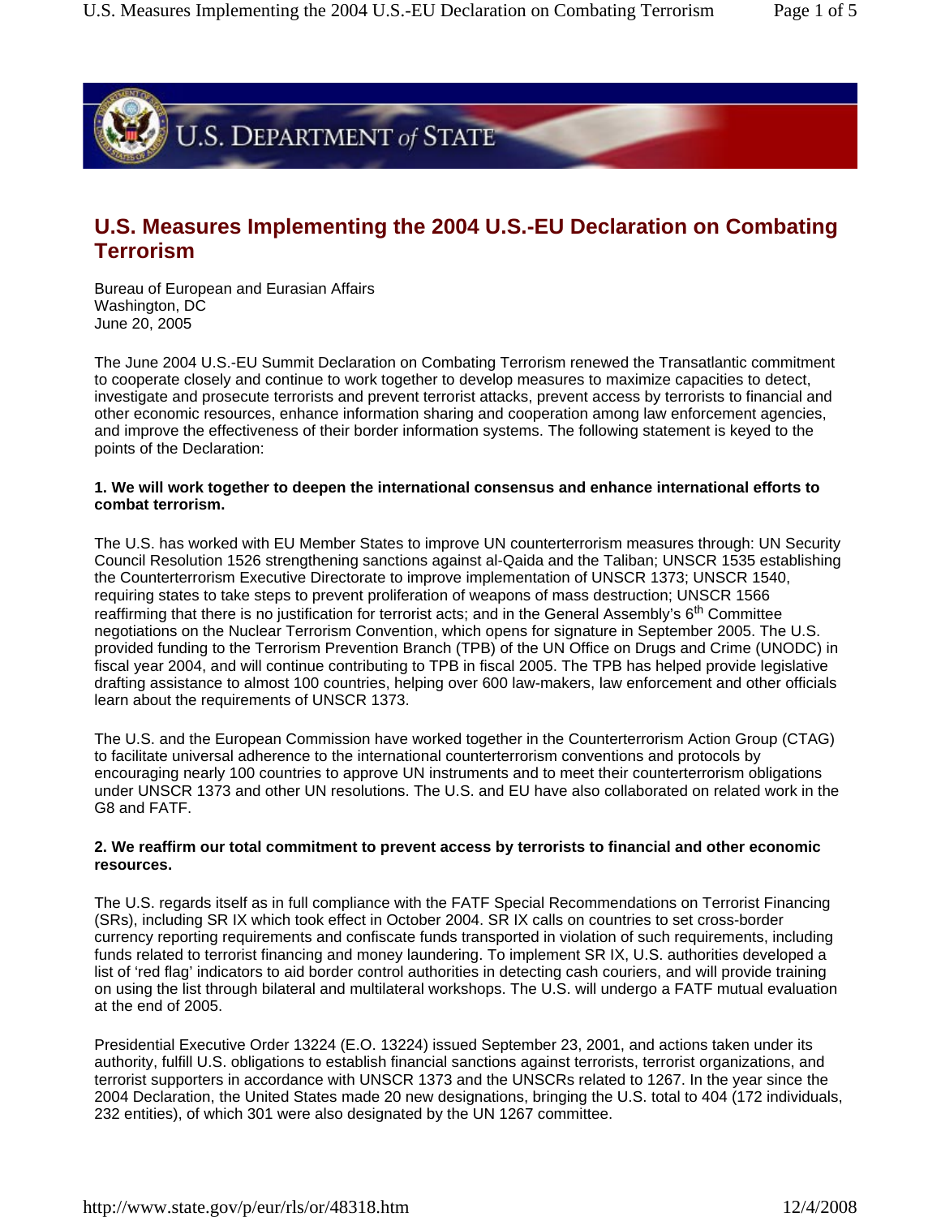# U.S. Measures Implementing the 2004 U.S.-EU Declaration on Combating Terrorism

Bureau of European and Eurasian Affairs
Washington, DC
June 20, 2005

The June 2004 U.S.-EU Summit Declaration on Combating Terrorism renewed the Transatlantic commitment to cooperate closely and continue to work together to develop measures to maximize capacities to detect, investigate and prosecute terrorists and prevent terrorist attacks, prevent access by terrorists to financial and other economic resources, enhance information sharing and cooperation among law enforcement agencies, and improve the effectiveness of their border information systems. The following statement is keyed to the points of the Declaration:

**1. We will work together to deepen the international consensus and enhance international efforts to combat terrorism.**

The U.S. has worked with EU Member States to improve UN counterterrorism measures through: UN Security Council Resolution 1526 strengthening sanctions against al-Qaida and the Taliban; UNSCR 1535 establishing the Counterterrorism Executive Directorate to improve implementation of UNSCR 1373; UNSCR 1540, requiring states to take steps to prevent proliferation of weapons of mass destruction; UNSCR 1566 reaffirming that there is no justification for terrorist acts; and in the General Assembly's 6th Committee negotiations on the Nuclear Terrorism Convention, which opens for signature in September 2005. The U.S. provided funding to the Terrorism Prevention Branch (TPB) of the UN Office on Drugs and Crime (UNODC) in fiscal year 2004, and will continue contributing to TPB in fiscal 2005. The TPB has helped provide legislative drafting assistance to almost 100 countries, helping over 600 law-makers, law enforcement and other officials learn about the requirements of UNSCR 1373.

The U.S. and the European Commission have worked together in the Counterterrorism Action Group (CTAG) to facilitate universal adherence to the international counterterrorism conventions and protocols by encouraging nearly 100 countries to approve UN instruments and to meet their counterterrorism obligations under UNSCR 1373 and other UN resolutions. The U.S. and EU have also collaborated on related work in the G8 and FATF.

**2. We reaffirm our total commitment to prevent access by terrorists to financial and other economic resources.**

The U.S. regards itself as in full compliance with the FATF Special Recommendations on Terrorist Financing (SRs), including SR IX which took effect in October 2004. SR IX calls on countries to set cross-border currency reporting requirements and confiscate funds transported in violation of such requirements, including funds related to terrorist financing and money laundering. To implement SR IX, U.S. authorities developed a list of 'red flag' indicators to aid border control authorities in detecting cash couriers, and will provide training on using the list through bilateral and multilateral workshops. The U.S. will undergo a FATF mutual evaluation at the end of 2005.

Presidential Executive Order 13224 (E.O. 13224) issued September 23, 2001, and actions taken under its authority, fulfill U.S. obligations to establish financial sanctions against terrorists, terrorist organizations, and terrorist supporters in accordance with UNSCR 1373 and the UNSCRs related to 1267. In the year since the 2004 Declaration, the United States made 20 new designations, bringing the U.S. total to 404 (172 individuals, 232 entities), of which 301 were also designated by the UN 1267 committee.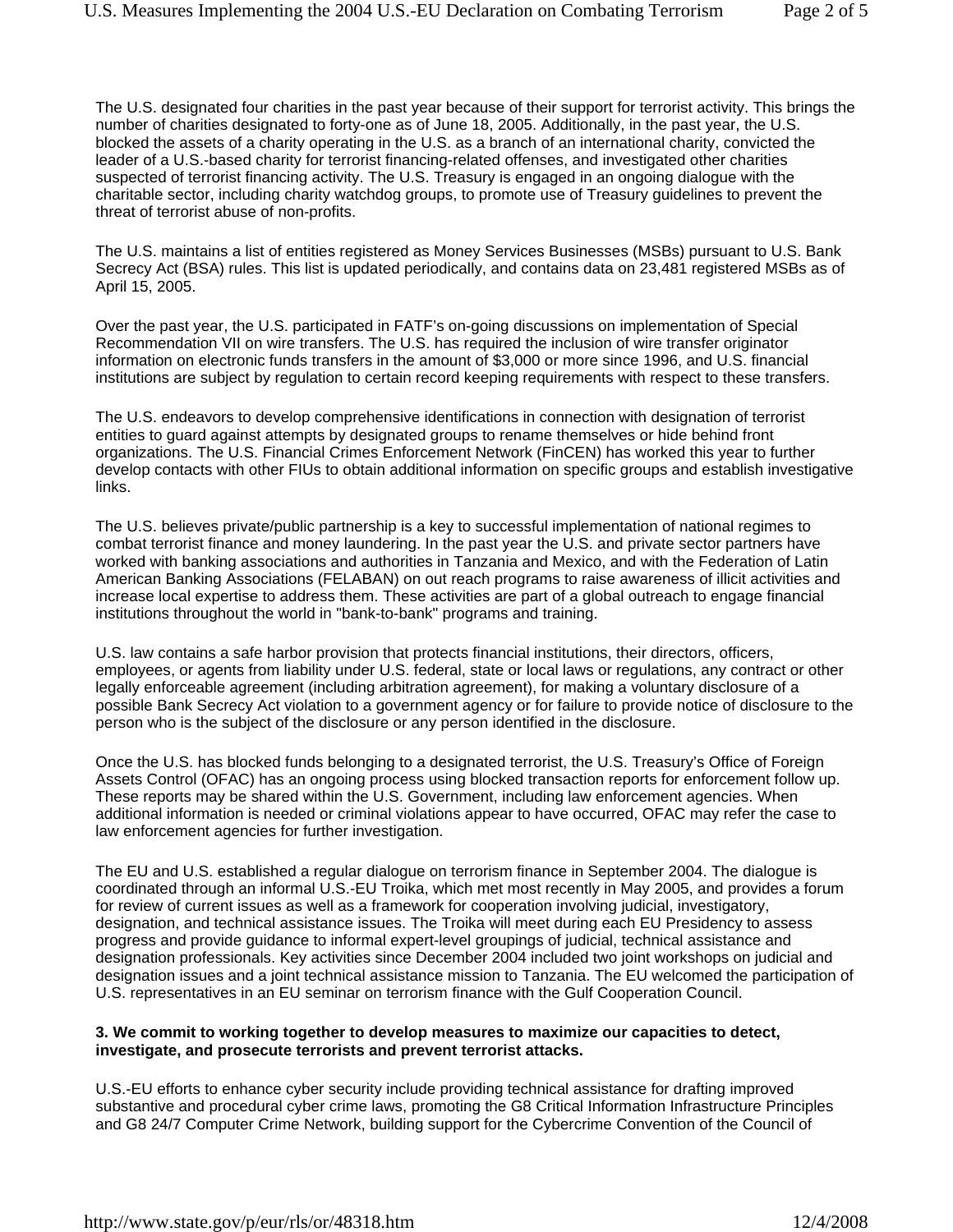The U.S. designated four charities in the past year because of their support for terrorist activity. This brings the number of charities designated to forty-one as of June 18, 2005. Additionally, in the past year, the U.S. blocked the assets of a charity operating in the U.S. as a branch of an international charity, convicted the leader of a U.S.-based charity for terrorist financing-related offenses, and investigated other charities suspected of terrorist financing activity. The U.S. Treasury is engaged in an ongoing dialogue with the charitable sector, including charity watchdog groups, to promote use of Treasury guidelines to prevent the threat of terrorist abuse of non-profits.

The U.S. maintains a list of entities registered as Money Services Businesses (MSBs) pursuant to U.S. Bank Secrecy Act (BSA) rules. This list is updated periodically, and contains data on 23,481 registered MSBs as of April 15, 2005.

Over the past year, the U.S. participated in FATF's on-going discussions on implementation of Special Recommendation VII on wire transfers. The U.S. has required the inclusion of wire transfer originator information on electronic funds transfers in the amount of $3,000 or more since 1996, and U.S. financial institutions are subject by regulation to certain record keeping requirements with respect to these transfers.

The U.S. endeavors to develop comprehensive identifications in connection with designation of terrorist entities to guard against attempts by designated groups to rename themselves or hide behind front organizations. The U.S. Financial Crimes Enforcement Network (FinCEN) has worked this year to further develop contacts with other FIUs to obtain additional information on specific groups and establish investigative links.

The U.S. believes private/public partnership is a key to successful implementation of national regimes to combat terrorist finance and money laundering. In the past year the U.S. and private sector partners have worked with banking associations and authorities in Tanzania and Mexico, and with the Federation of Latin American Banking Associations (FELABAN) on out reach programs to raise awareness of illicit activities and increase local expertise to address them. These activities are part of a global outreach to engage financial institutions throughout the world in "bank-to-bank" programs and training.

U.S. law contains a safe harbor provision that protects financial institutions, their directors, officers, employees, or agents from liability under U.S. federal, state or local laws or regulations, any contract or other legally enforceable agreement (including arbitration agreement), for making a voluntary disclosure of a possible Bank Secrecy Act violation to a government agency or for failure to provide notice of disclosure to the person who is the subject of the disclosure or any person identified in the disclosure.

Once the U.S. has blocked funds belonging to a designated terrorist, the U.S. Treasury's Office of Foreign Assets Control (OFAC) has an ongoing process using blocked transaction reports for enforcement follow up. These reports may be shared within the U.S. Government, including law enforcement agencies. When additional information is needed or criminal violations appear to have occurred, OFAC may refer the case to law enforcement agencies for further investigation.

The EU and U.S. established a regular dialogue on terrorism finance in September 2004. The dialogue is coordinated through an informal U.S.-EU Troika, which met most recently in May 2005, and provides a forum for review of current issues as well as a framework for cooperation involving judicial, investigatory, designation, and technical assistance issues. The Troika will meet during each EU Presidency to assess progress and provide guidance to informal expert-level groupings of judicial, technical assistance and designation professionals. Key activities since December 2004 included two joint workshops on judicial and designation issues and a joint technical assistance mission to Tanzania. The EU welcomed the participation of U.S. representatives in an EU seminar on terrorism finance with the Gulf Cooperation Council.

**3. We commit to working together to develop measures to maximize our capacities to detect, investigate, and prosecute terrorists and prevent terrorist attacks.**

U.S.-EU efforts to enhance cyber security include providing technical assistance for drafting improved substantive and procedural cyber crime laws, promoting the G8 Critical Information Infrastructure Principles and G8 24/7 Computer Crime Network, building support for the Cybercrime Convention of the Council of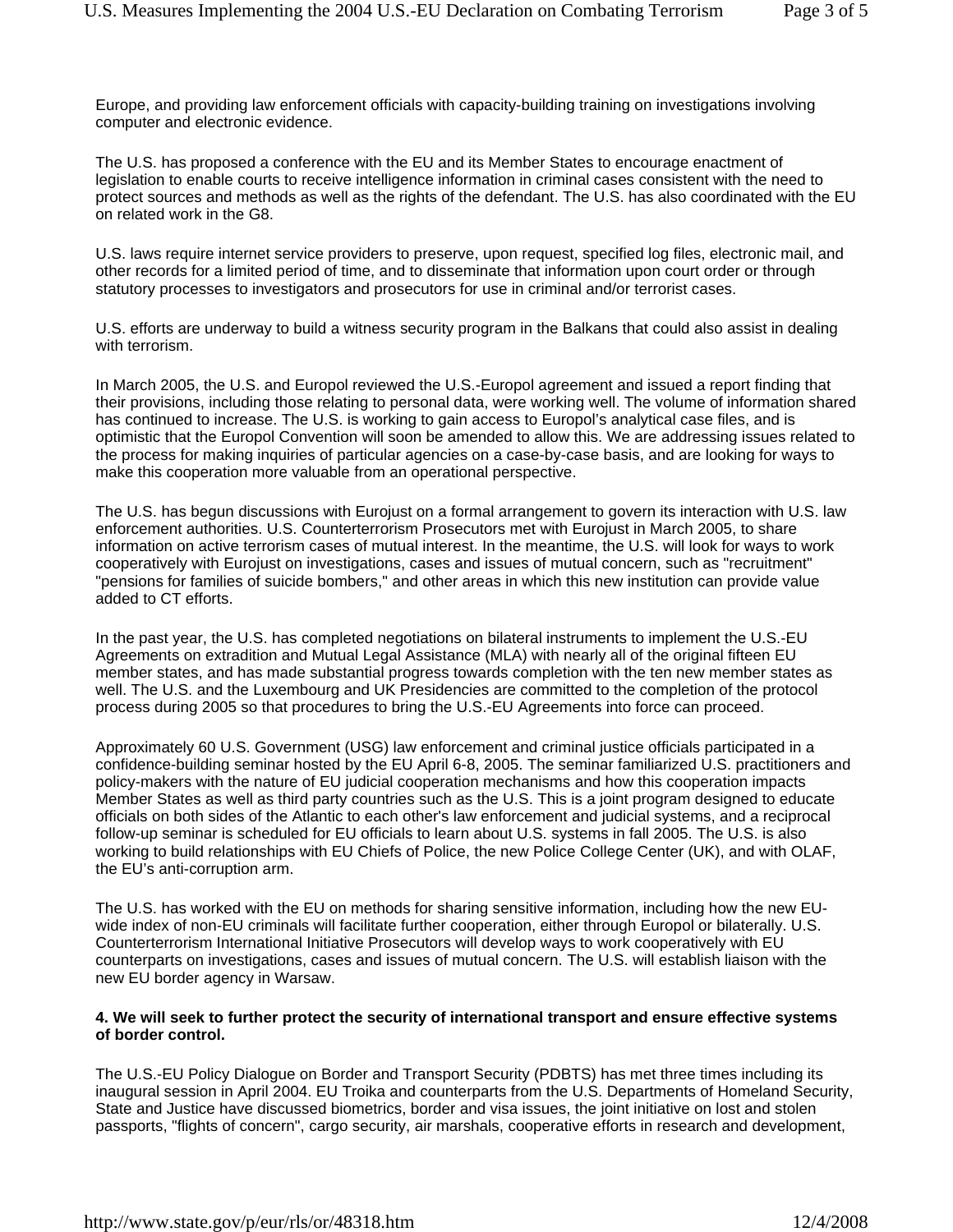Europe, and providing law enforcement officials with capacity-building training on investigations involving computer and electronic evidence.

The U.S. has proposed a conference with the EU and its Member States to encourage enactment of legislation to enable courts to receive intelligence information in criminal cases consistent with the need to protect sources and methods as well as the rights of the defendant. The U.S. has also coordinated with the EU on related work in the G8.

U.S. laws require internet service providers to preserve, upon request, specified log files, electronic mail, and other records for a limited period of time, and to disseminate that information upon court order or through statutory processes to investigators and prosecutors for use in criminal and/or terrorist cases.

U.S. efforts are underway to build a witness security program in the Balkans that could also assist in dealing with terrorism.

In March 2005, the U.S. and Europol reviewed the U.S.-Europol agreement and issued a report finding that their provisions, including those relating to personal data, were working well. The volume of information shared has continued to increase. The U.S. is working to gain access to Europol's analytical case files, and is optimistic that the Europol Convention will soon be amended to allow this. We are addressing issues related to the process for making inquiries of particular agencies on a case-by-case basis, and are looking for ways to make this cooperation more valuable from an operational perspective.

The U.S. has begun discussions with Eurojust on a formal arrangement to govern its interaction with U.S. law enforcement authorities. U.S. Counterterrorism Prosecutors met with Eurojust in March 2005, to share information on active terrorism cases of mutual interest. In the meantime, the U.S. will look for ways to work cooperatively with Eurojust on investigations, cases and issues of mutual concern, such as "recruitment" "pensions for families of suicide bombers," and other areas in which this new institution can provide value added to CT efforts.

In the past year, the U.S. has completed negotiations on bilateral instruments to implement the U.S.-EU Agreements on extradition and Mutual Legal Assistance (MLA) with nearly all of the original fifteen EU member states, and has made substantial progress towards completion with the ten new member states as well. The U.S. and the Luxembourg and UK Presidencies are committed to the completion of the protocol process during 2005 so that procedures to bring the U.S.-EU Agreements into force can proceed.

Approximately 60 U.S. Government (USG) law enforcement and criminal justice officials participated in a confidence-building seminar hosted by the EU April 6-8, 2005. The seminar familiarized U.S. practitioners and policy-makers with the nature of EU judicial cooperation mechanisms and how this cooperation impacts Member States as well as third party countries such as the U.S. This is a joint program designed to educate officials on both sides of the Atlantic to each other's law enforcement and judicial systems, and a reciprocal follow-up seminar is scheduled for EU officials to learn about U.S. systems in fall 2005. The U.S. is also working to build relationships with EU Chiefs of Police, the new Police College Center (UK), and with OLAF, the EU's anti-corruption arm.

The U.S. has worked with the EU on methods for sharing sensitive information, including how the new EU-wide index of non-EU criminals will facilitate further cooperation, either through Europol or bilaterally. U.S. Counterterrorism International Initiative Prosecutors will develop ways to work cooperatively with EU counterparts on investigations, cases and issues of mutual concern. The U.S. will establish liaison with the new EU border agency in Warsaw.

**4. We will seek to further protect the security of international transport and ensure effective systems of border control.**

The U.S.-EU Policy Dialogue on Border and Transport Security (PDBTS) has met three times including its inaugural session in April 2004. EU Troika and counterparts from the U.S. Departments of Homeland Security, State and Justice have discussed biometrics, border and visa issues, the joint initiative on lost and stolen passports, "flights of concern", cargo security, air marshals, cooperative efforts in research and development,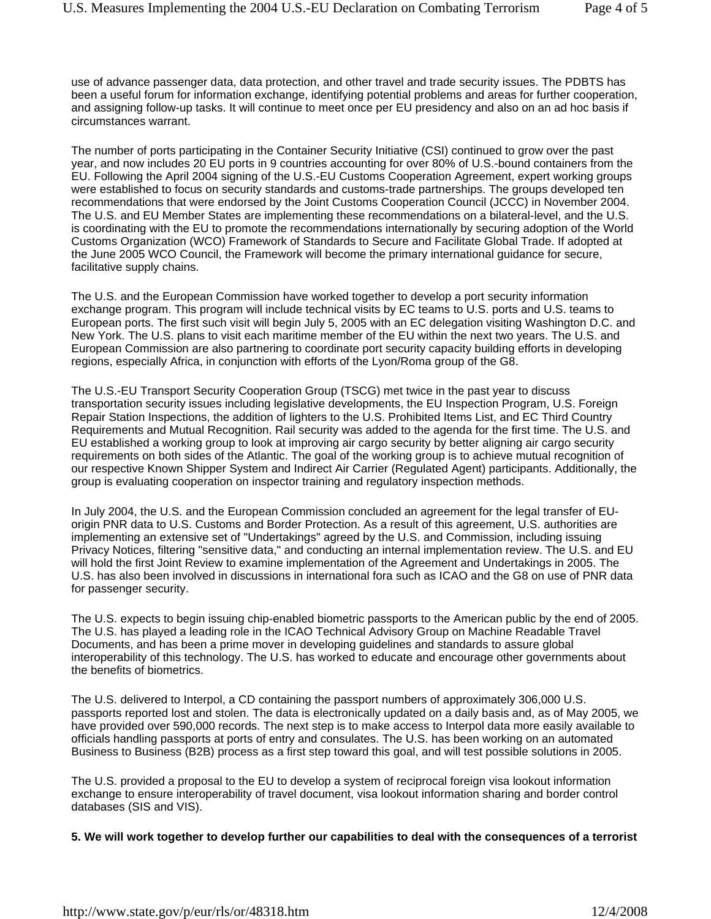use of advance passenger data, data protection, and other travel and trade security issues. The PDBTS has been a useful forum for information exchange, identifying potential problems and areas for further cooperation, and assigning follow-up tasks. It will continue to meet once per EU presidency and also on an ad hoc basis if circumstances warrant.

The number of ports participating in the Container Security Initiative (CSI) continued to grow over the past year, and now includes 20 EU ports in 9 countries accounting for over 80% of U.S.-bound containers from the EU. Following the April 2004 signing of the U.S.-EU Customs Cooperation Agreement, expert working groups were established to focus on security standards and customs-trade partnerships. The groups developed ten recommendations that were endorsed by the Joint Customs Cooperation Council (JCCC) in November 2004. The U.S. and EU Member States are implementing these recommendations on a bilateral-level, and the U.S. is coordinating with the EU to promote the recommendations internationally by securing adoption of the World Customs Organization (WCO) Framework of Standards to Secure and Facilitate Global Trade. If adopted at the June 2005 WCO Council, the Framework will become the primary international guidance for secure, facilitative supply chains.

The U.S. and the European Commission have worked together to develop a port security information exchange program. This program will include technical visits by EC teams to U.S. ports and U.S. teams to European ports. The first such visit will begin July 5, 2005 with an EC delegation visiting Washington D.C. and New York. The U.S. plans to visit each maritime member of the EU within the next two years. The U.S. and European Commission are also partnering to coordinate port security capacity building efforts in developing regions, especially Africa, in conjunction with efforts of the Lyon/Roma group of the G8.

The U.S.-EU Transport Security Cooperation Group (TSCG) met twice in the past year to discuss transportation security issues including legislative developments, the EU Inspection Program, U.S. Foreign Repair Station Inspections, the addition of lighters to the U.S. Prohibited Items List, and EC Third Country Requirements and Mutual Recognition. Rail security was added to the agenda for the first time. The U.S. and EU established a working group to look at improving air cargo security by better aligning air cargo security requirements on both sides of the Atlantic. The goal of the working group is to achieve mutual recognition of our respective Known Shipper System and Indirect Air Carrier (Regulated Agent) participants. Additionally, the group is evaluating cooperation on inspector training and regulatory inspection methods.

In July 2004, the U.S. and the European Commission concluded an agreement for the legal transfer of EU-origin PNR data to U.S. Customs and Border Protection. As a result of this agreement, U.S. authorities are implementing an extensive set of "Undertakings" agreed by the U.S. and Commission, including issuing Privacy Notices, filtering "sensitive data," and conducting an internal implementation review. The U.S. and EU will hold the first Joint Review to examine implementation of the Agreement and Undertakings in 2005. The U.S. has also been involved in discussions in international fora such as ICAO and the G8 on use of PNR data for passenger security.

The U.S. expects to begin issuing chip-enabled biometric passports to the American public by the end of 2005. The U.S. has played a leading role in the ICAO Technical Advisory Group on Machine Readable Travel Documents, and has been a prime mover in developing guidelines and standards to assure global interoperability of this technology. The U.S. has worked to educate and encourage other governments about the benefits of biometrics.

The U.S. delivered to Interpol, a CD containing the passport numbers of approximately 306,000 U.S. passports reported lost and stolen. The data is electronically updated on a daily basis and, as of May 2005, we have provided over 590,000 records. The next step is to make access to Interpol data more easily available to officials handling passports at ports of entry and consulates. The U.S. has been working on an automated Business to Business (B2B) process as a first step toward this goal, and will test possible solutions in 2005.

The U.S. provided a proposal to the EU to develop a system of reciprocal foreign visa lookout information exchange to ensure interoperability of travel document, visa lookout information sharing and border control databases (SIS and VIS).

**5. We will work together to develop further our capabilities to deal with the consequences of a terrorist**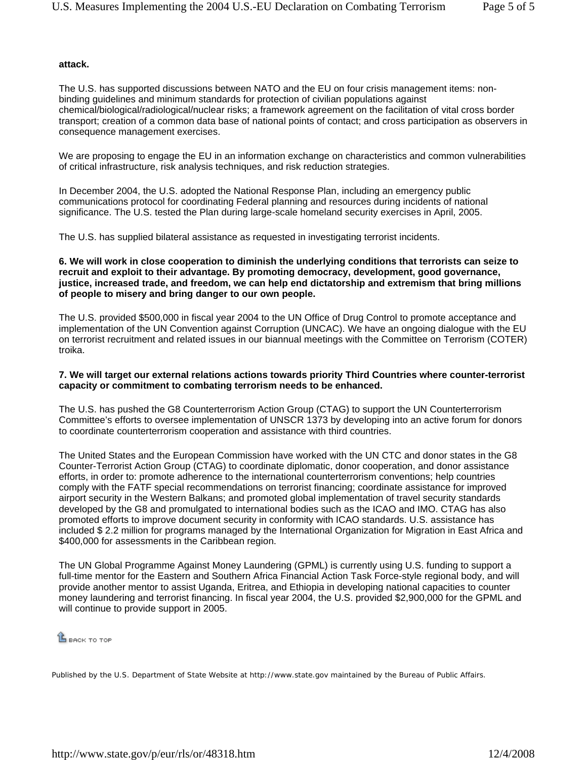**attack.**

The U.S. has supported discussions between NATO and the EU on four crisis management items: non-binding guidelines and minimum standards for protection of civilian populations against chemical/biological/radiological/nuclear risks; a framework agreement on the facilitation of vital cross border transport; creation of a common data base of national points of contact; and cross participation as observers in consequence management exercises.

We are proposing to engage the EU in an information exchange on characteristics and common vulnerabilities of critical infrastructure, risk analysis techniques, and risk reduction strategies.

In December 2004, the U.S. adopted the National Response Plan, including an emergency public communications protocol for coordinating Federal planning and resources during incidents of national significance. The U.S. tested the Plan during large-scale homeland security exercises in April, 2005.

The U.S. has supplied bilateral assistance as requested in investigating terrorist incidents.

**6. We will work in close cooperation to diminish the underlying conditions that terrorists can seize to recruit and exploit to their advantage. By promoting democracy, development, good governance, justice, increased trade, and freedom, we can help end dictatorship and extremism that bring millions of people to misery and bring danger to our own people.**

The U.S. provided $500,000 in fiscal year 2004 to the UN Office of Drug Control to promote acceptance and implementation of the UN Convention against Corruption (UNCAC). We have an ongoing dialogue with the EU on terrorist recruitment and related issues in our biannual meetings with the Committee on Terrorism (COTER) troika.

**7. We will target our external relations actions towards priority Third Countries where counter-terrorist capacity or commitment to combating terrorism needs to be enhanced.**

The U.S. has pushed the G8 Counterterrorism Action Group (CTAG) to support the UN Counterterrorism Committee's efforts to oversee implementation of UNSCR 1373 by developing into an active forum for donors to coordinate counterterrorism cooperation and assistance with third countries.

The United States and the European Commission have worked with the UN CTC and donor states in the G8 Counter-Terrorist Action Group (CTAG) to coordinate diplomatic, donor cooperation, and donor assistance efforts, in order to: promote adherence to the international counterterrorism conventions; help countries comply with the FATF special recommendations on terrorist financing; coordinate assistance for improved airport security in the Western Balkans; and promoted global implementation of travel security standards developed by the G8 and promulgated to international bodies such as the ICAO and IMO. CTAG has also promoted efforts to improve document security in conformity with ICAO standards. U.S. assistance has included $ 2.2 million for programs managed by the International Organization for Migration in East Africa and $400,000 for assessments in the Caribbean region.

The UN Global Programme Against Money Laundering (GPML) is currently using U.S. funding to support a full-time mentor for the Eastern and Southern Africa Financial Action Task Force-style regional body, and will provide another mentor to assist Uganda, Eritrea, and Ethiopia in developing national capacities to counter money laundering and terrorist financing. In fiscal year 2004, the U.S. provided $2,900,000 for the GPML and will continue to provide support in 2005.

BACK TO TOP

Published by the U.S. Department of State Website at http://www.state.gov maintained by the Bureau of Public Affairs.